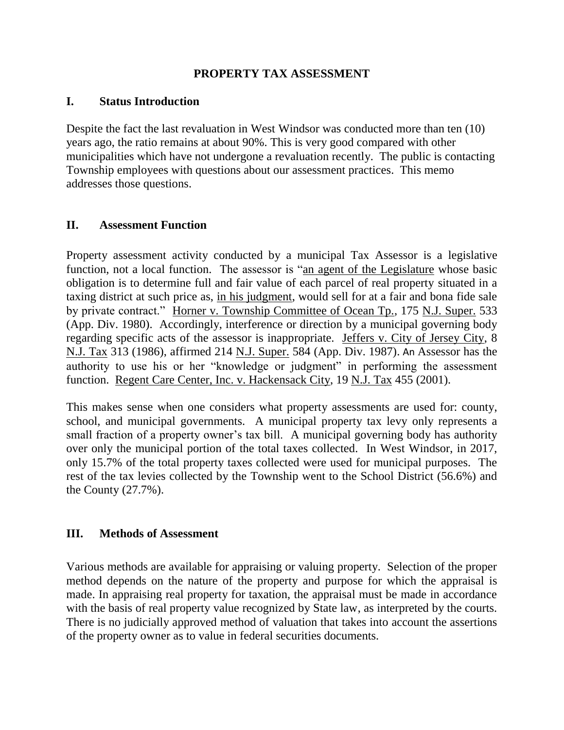# PROPERTY TAX ASSESSMENT

## I. Status Introduction

Despite the fact the last revaluation in West Windsor was conducted more than ten (10) years ago, the ratio remains at about 90%. This is very good compared with other municipalities which have not undergone a revaluation recently. The public is contacting Township employees with questions about our assessment practices. This memo addresses those questions.

## II. Assessment Function

Property assessment activity conducted by a municipal Tax Assessor is a legislative function, not a local function. The assessor is "an agent of the Legislature whose basic obligation is to determine full and fair value of each parcel of real property situated in a taxing district at such price as, in his judgment, would sell for at a fair and bona fide sale by private contract." Horner v. Township Committee of Ocean Tp., 175 N.J. Super. 533 (App. Div. 1980). Accordingly, interference or direction by a municipal governing body regarding specific acts of the assessor is inappropriate. Jeffers v. City of Jersey City, 8 N.J. Tax 313 (1986), affirmed 214 N.J. Super. 584 (App. Div. 1987). An Assessor has the authority to use his or her "knowledge or judgment" in performing the assessment function. Regent Care Center, Inc. v. Hackensack City, 19 N.J. Tax 455 (2001).

This makes sense when one considers what property assessments are used for: county, school, and municipal governments. A municipal property tax levy only represents a small fraction of a property owner's tax bill. A municipal governing body has authority over only the municipal portion of the total taxes collected. In West Windsor, in 2017, only 15.7% of the total property taxes collected were used for municipal purposes. The rest of the tax levies collected by the Township went to the School District (56.6%) and the County (27.7%).

## III. Methods of Assessment

Various methods are available for appraising or valuing property. Selection of the proper method depends on the nature of the property and purpose for which the appraisal is made. In appraising real property for taxation, the appraisal must be made in accordance with the basis of real property value recognized by State law, as interpreted by the courts. There is no judicially approved method of valuation that takes into account the assertions of the property owner as to value in federal securities documents.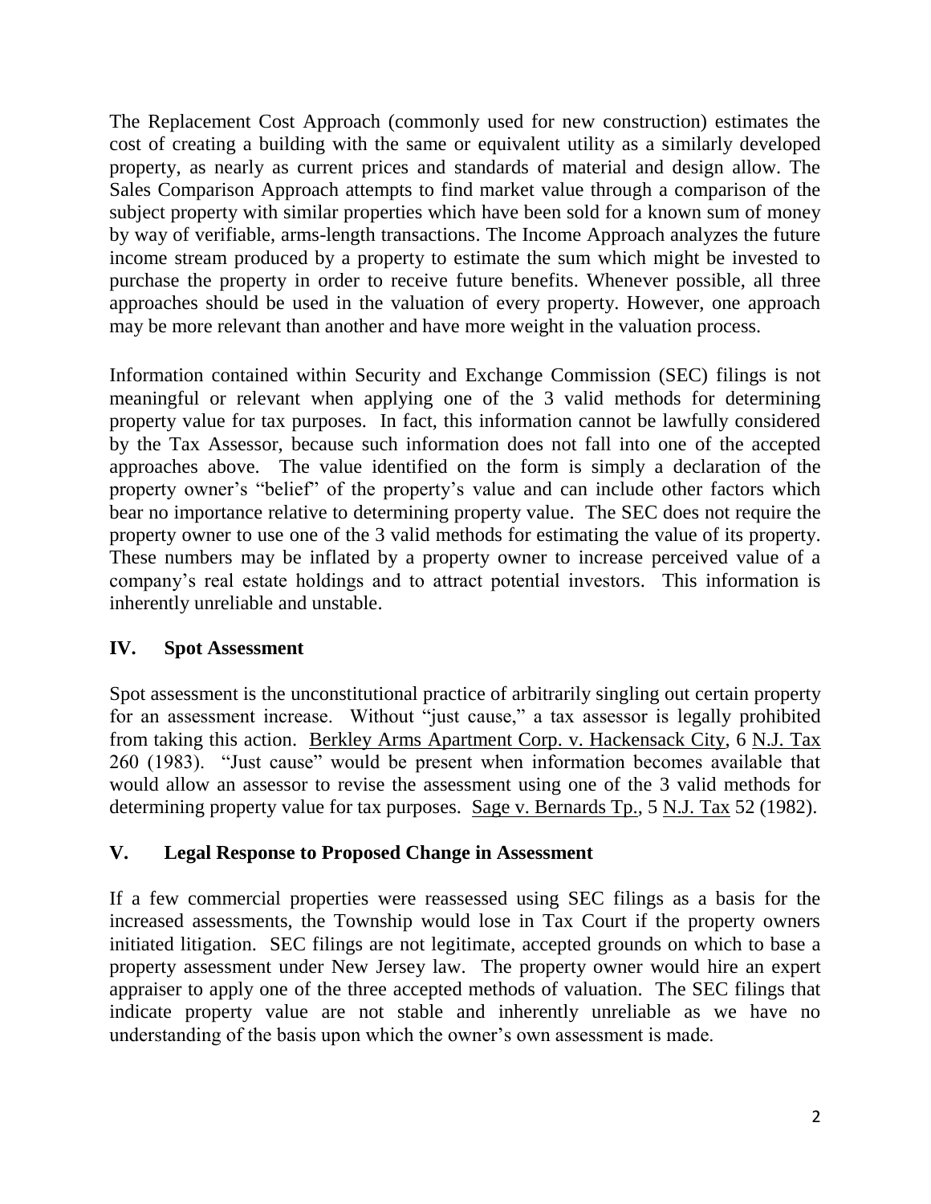The Replacement Cost Approach (commonly used for new construction) estimates the cost of creating a building with the same or equivalent utility as a similarly developed property, as nearly as current prices and standards of material and design allow. The Sales Comparison Approach attempts to find market value through a comparison of the subject property with similar properties which have been sold for a known sum of money by way of verifiable, arms-length transactions. The Income Approach analyzes the future income stream produced by a property to estimate the sum which might be invested to purchase the property in order to receive future benefits. Whenever possible, all three approaches should be used in the valuation of every property. However, one approach may be more relevant than another and have more weight in the valuation process.

Information contained within Security and Exchange Commission (SEC) filings is not meaningful or relevant when applying one of the 3 valid methods for determining property value for tax purposes. In fact, this information cannot be lawfully considered by the Tax Assessor, because such information does not fall into one of the accepted approaches above. The value identified on the form is simply a declaration of the property owner's "belief" of the property's value and can include other factors which bear no importance relative to determining property value. The SEC does not require the property owner to use one of the 3 valid methods for estimating the value of its property. These numbers may be inflated by a property owner to increase perceived value of a company's real estate holdings and to attract potential investors. This information is inherently unreliable and unstable.

## IV. Spot Assessment

Spot assessment is the unconstitutional practice of arbitrarily singling out certain property for an assessment increase. Without "just cause," a tax assessor is legally prohibited from taking this action. Berkley Arms Apartment Corp. v. Hackensack City, 6 N.J. Tax 260 (1983). "Just cause" would be present when information becomes available that would allow an assessor to revise the assessment using one of the 3 valid methods for determining property value for tax purposes. Sage v. Bernards Tp., 5 N.J. Tax 52 (1982).

## V. Legal Response to Proposed Change in Assessment

If a few commercial properties were reassessed using SEC filings as a basis for the increased assessments, the Township would lose in Tax Court if the property owners initiated litigation. SEC filings are not legitimate, accepted grounds on which to base a property assessment under New Jersey law. The property owner would hire an expert appraiser to apply one of the three accepted methods of valuation. The SEC filings that indicate property value are not stable and inherently unreliable as we have no understanding of the basis upon which the owner's own assessment is made.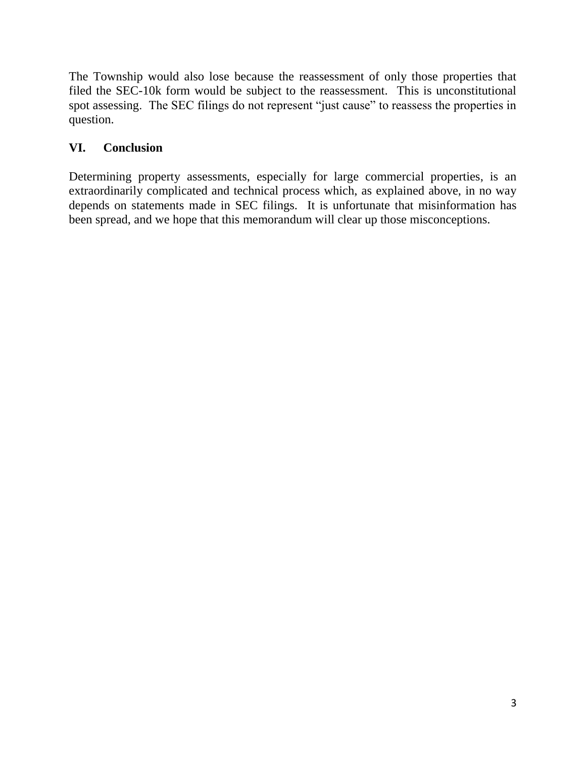The Township would also lose because the reassessment of only those properties that filed the SEC-10k form would be subject to the reassessment. This is unconstitutional spot assessing. The SEC filings do not represent "just cause" to reassess the properties in question.

## VI. Conclusion

Determining property assessments, especially for large commercial properties, is an extraordinarily complicated and technical process which, as explained above, in no way depends on statements made in SEC filings. It is unfortunate that misinformation has been spread, and we hope that this memorandum will clear up those misconceptions.